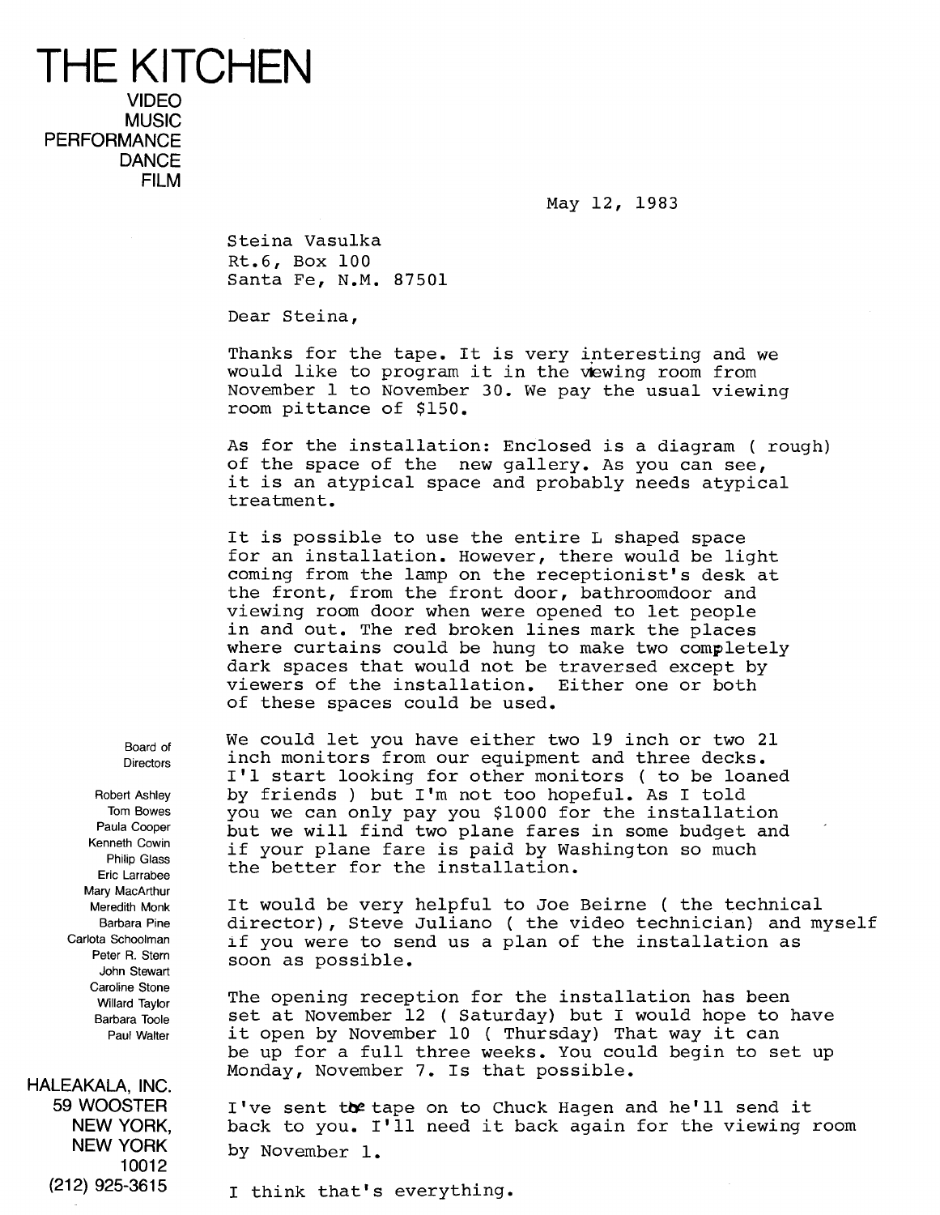# THE KITCHEN

VIDEO
MUSIC
PERFORMANCE
DANCE
FILM

May 12, 1983

Steina Vasulka
Rt.6, Box 100
Santa Fe, N.M. 87501

Dear Steina,

Thanks for the tape. It is very interesting and we would like to program it in the viewing room from November 1 to November 30. We pay the usual viewing room pittance of $150.

As for the installation: Enclosed is a diagram ( rough) of the space of the new gallery. As you can see, it is an atypical space and probably needs atypical treatment.

It is possible to use the entire L shaped space for an installation. However, there would be light coming from the lamp on the receptionist's desk at the front, from the front door, bathroomdoor and viewing room door when were opened to let people in and out. The red broken lines mark the places where curtains could be hung to make two completely dark spaces that would not be traversed except by viewers of the installation. Either one or both of these spaces could be used.

We could let you have either two 19 inch or two 21 inch monitors from our equipment and three decks. I'll start looking for other monitors ( to be loaned by friends ) but I'm not too hopeful. As I told you we can only pay you $1000 for the installation but we will find two plane fares in some budget and if your plane fare is paid by Washington so much the better for the installation.

It would be very helpful to Joe Beirne ( the technical director), Steve Juliano ( the video technician) and myself if you were to send us a plan of the installation as soon as possible.

The opening reception for the installation has been set at November 12 ( Saturday) but I would hope to have it open by November 10 ( Thursday) That way it can be up for a full three weeks. You could begin to set up Monday, November 7. Is that possible.

I've sent the tape on to Chuck Hagen and he'll send it back to you. I'll need it back again for the viewing room by November 1.

I think that's everything.

Board of Directors

Robert Ashley
Tom Bowes
Paula Cooper
Kenneth Cowin
Philip Glass
Eric Larrabee
Mary MacArthur
Meredith Monk
Barbara Pine
Carlota Schoolman
Peter R. Stern
John Stewart
Caroline Stone
Willard Taylor
Barbara Toole
Paul Walter

HALEAKALA, INC.
59 WOOSTER
NEW YORK,
NEW YORK
10012
(212) 925-3615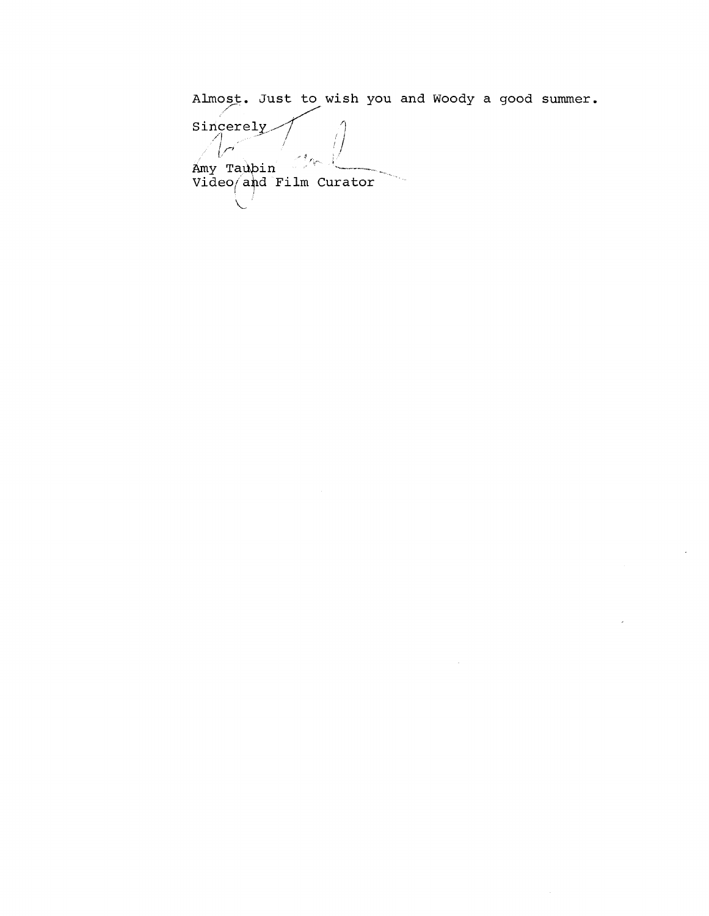Almost. Just to wish you and Woody a good summer.

Sincerely

Amy Taubin
Video and Film Curator